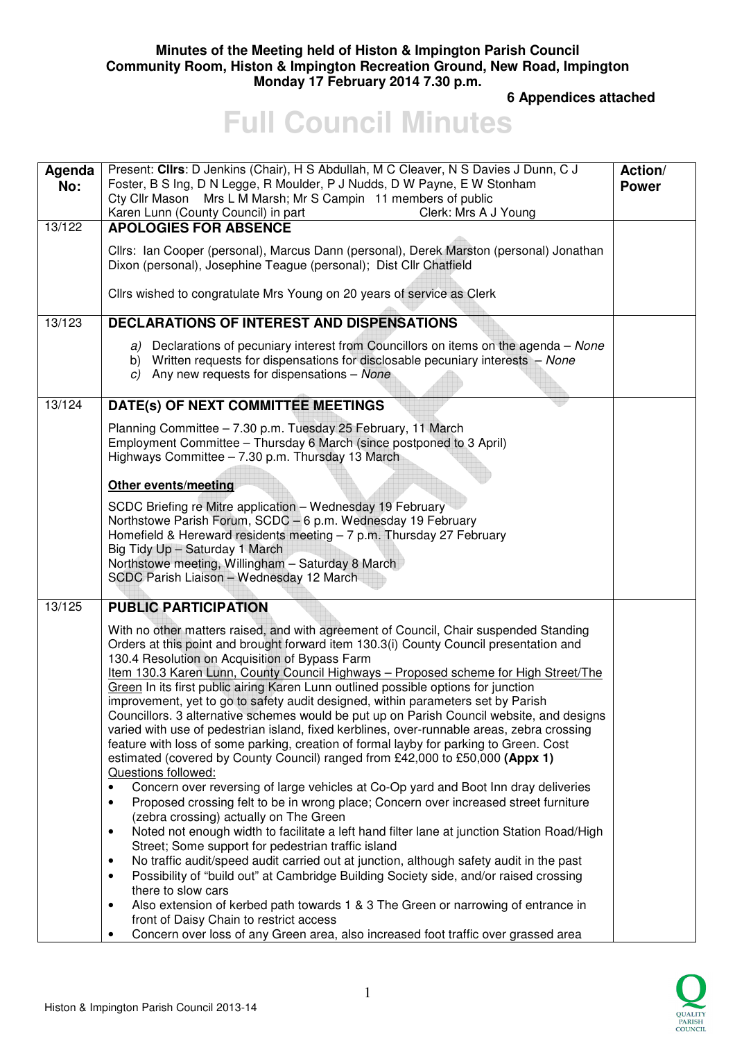**Minutes of the Meeting held of Histon & Impington Parish Council**
**Community Room, Histon & Impington Recreation Ground, New Road, Impington**
**Monday 17 February 2014 7.30 p.m.**

**6 Appendices attached**

# Full Council Minutes

| Agenda No: | Present: **Cllrs**: D Jenkins (Chair), H S Abdullah, M C Cleaver, N S Davies J Dunn, C J Foster, B S Ing, D N Legge, R Moulder, P J Nudds, D W Payne, E W Stonham<br>Cty Cllr Mason Mrs L M Marsh; Mr S Campin 11 members of public<br>Karen Lunn (County Council) in part Clerk: Mrs A J Young | Action/ Power |
|---|---|---|
| 13/122 | **APOLOGIES FOR ABSENCE**<br><br>Cllrs: Ian Cooper (personal), Marcus Dann (personal), Derek Marston (personal) Jonathan Dixon (personal), Josephine Teague (personal); Dist Cllr Chatfield<br><br>Cllrs wished to congratulate Mrs Young on 20 years of service as Clerk | |
| 13/123 | **DECLARATIONS OF INTEREST AND DISPENSATIONS**<br><br>*a)* Declarations of pecuniary interest from Councillors on items on the agenda – *None*<br>b) Written requests for dispensations for disclosable pecuniary interests – *None*<br>*c)* Any new requests for dispensations – *None* | |
| 13/124 | **DATE(s) OF NEXT COMMITTEE MEETINGS**<br><br>Planning Committee – 7.30 p.m. Tuesday 25 February, 11 March<br>Employment Committee – Thursday 6 March (since postponed to 3 April)<br>Highways Committee – 7.30 p.m. Thursday 13 March<br><br>**Other events/meeting**<br><br>SCDC Briefing re Mitre application – Wednesday 19 February<br>Northstowe Parish Forum, SCDC – 6 p.m. Wednesday 19 February<br>Homefield & Hereward residents meeting – 7 p.m. Thursday 27 February<br>Big Tidy Up – Saturday 1 March<br>Northstowe meeting, Willingham – Saturday 8 March<br>SCDC Parish Liaison – Wednesday 12 March | |
| 13/125 | **PUBLIC PARTICIPATION**<br><br>With no other matters raised, and with agreement of Council, Chair suspended Standing Orders at this point and brought forward item 130.3(i) County Council presentation and 130.4 Resolution on Acquisition of Bypass Farm<br>Item 130.3 Karen Lunn, County Council Highways – Proposed scheme for High Street/The Green In its first public airing Karen Lunn outlined possible options for junction improvement, yet to go to safety audit designed, within parameters set by Parish Councillors. 3 alternative schemes would be put up on Parish Council website, and designs varied with use of pedestrian island, fixed kerblines, over-runnable areas, zebra crossing feature with loss of some parking, creation of formal layby for parking to Green. Cost estimated (covered by County Council) ranged from £42,000 to £50,000 **(Appx 1)**<br>Questions followed:<br>• Concern over reversing of large vehicles at Co-Op yard and Boot Inn dray deliveries<br>• Proposed crossing felt to be in wrong place; Concern over increased street furniture (zebra crossing) actually on The Green<br>• Noted not enough width to facilitate a left hand filter lane at junction Station Road/High Street; Some support for pedestrian traffic island<br>• No traffic audit/speed audit carried out at junction, although safety audit in the past<br>• Possibility of "build out" at Cambridge Building Society side, and/or raised crossing there to slow cars<br>• Also extension of kerbed path towards 1 & 3 The Green or narrowing of entrance in front of Daisy Chain to restrict access<br>• Concern over loss of any Green area, also increased foot traffic over grassed area | |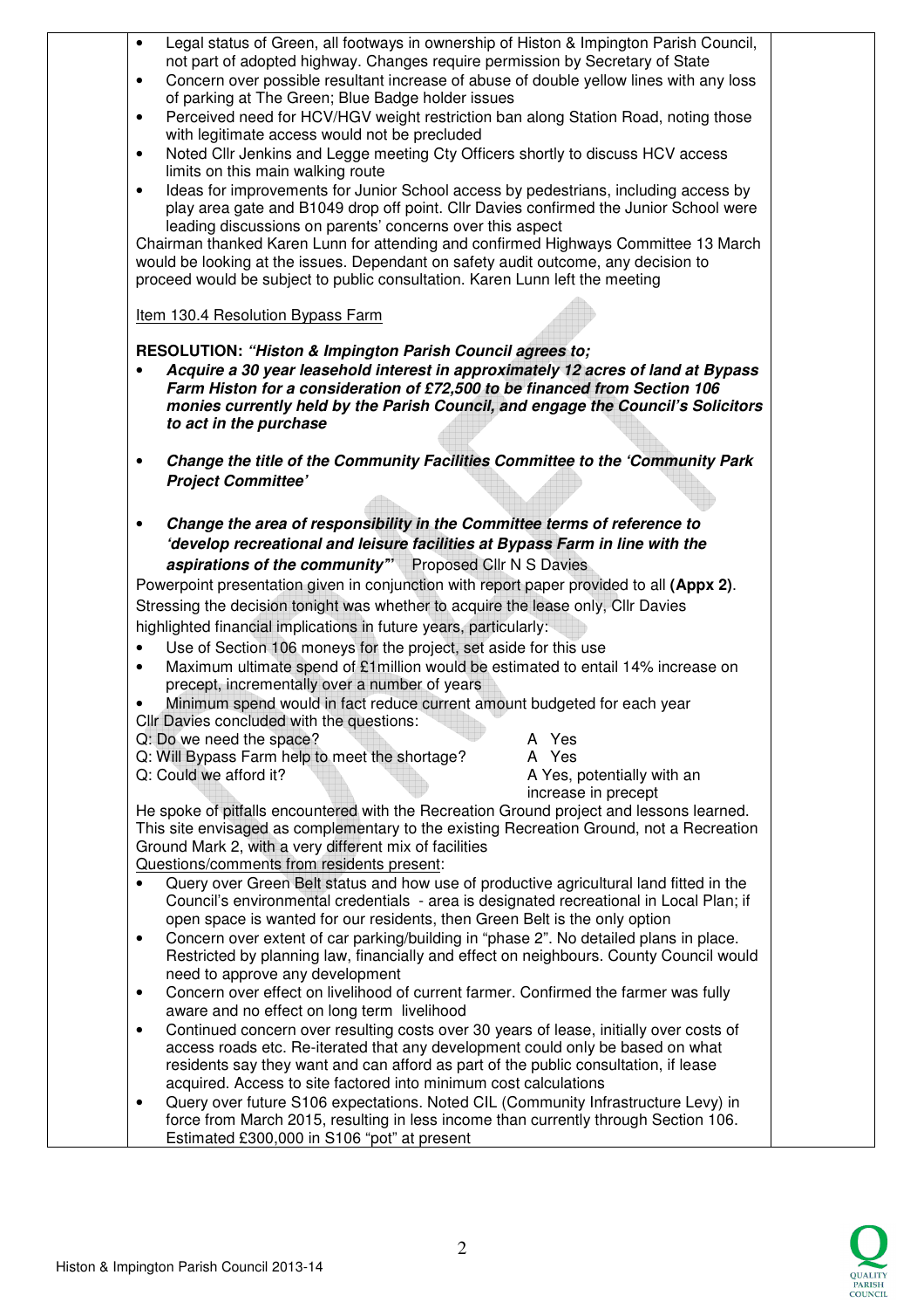- Legal status of Green, all footways in ownership of Histon & Impington Parish Council, not part of adopted highway. Changes require permission by Secretary of State
- Concern over possible resultant increase of abuse of double yellow lines with any loss of parking at The Green; Blue Badge holder issues
- Perceived need for HCV/HGV weight restriction ban along Station Road, noting those with legitimate access would not be precluded
- Noted Cllr Jenkins and Legge meeting Cty Officers shortly to discuss HCV access limits on this main walking route
- Ideas for improvements for Junior School access by pedestrians, including access by play area gate and B1049 drop off point. Cllr Davies confirmed the Junior School were leading discussions on parents' concerns over this aspect

Chairman thanked Karen Lunn for attending and confirmed Highways Committee 13 March would be looking at the issues. Dependant on safety audit outcome, any decision to proceed would be subject to public consultation. Karen Lunn left the meeting

Item 130.4 Resolution Bypass Farm

**RESOLUTION:** ***"Histon & Impington Parish Council agrees to;***

- ***Acquire a 30 year leasehold interest in approximately 12 acres of land at Bypass Farm Histon for a consideration of £72,500 to be financed from Section 106 monies currently held by the Parish Council, and engage the Council's Solicitors to act in the purchase***
- ***Change the title of the Community Facilities Committee to the 'Community Park Project Committee'***
- ***Change the area of responsibility in the Committee terms of reference to 'develop recreational and leisure facilities at Bypass Farm in line with the aspirations of the community"'*** Proposed Cllr N S Davies

Powerpoint presentation given in conjunction with report paper provided to all **(Appx 2)**.
Stressing the decision tonight was whether to acquire the lease only, Cllr Davies highlighted financial implications in future years, particularly:

- Use of Section 106 moneys for the project, set aside for this use
- Maximum ultimate spend of £1million would be estimated to entail 14% increase on precept, incrementally over a number of years
- Minimum spend would in fact reduce current amount budgeted for each year

Cllr Davies concluded with the questions:

| | |
|---|---|
| Q: Do we need the space? | A Yes |
| Q: Will Bypass Farm help to meet the shortage? | A Yes |
| Q: Could we afford it? | A Yes, potentially with an increase in precept |

He spoke of pitfalls encountered with the Recreation Ground project and lessons learned. This site envisaged as complementary to the existing Recreation Ground, not a Recreation Ground Mark 2, with a very different mix of facilities

Questions/comments from residents present:

- Query over Green Belt status and how use of productive agricultural land fitted in the Council's environmental credentials - area is designated recreational in Local Plan; if open space is wanted for our residents, then Green Belt is the only option
- Concern over extent of car parking/building in "phase 2". No detailed plans in place. Restricted by planning law, financially and effect on neighbours. County Council would need to approve any development
- Concern over effect on livelihood of current farmer. Confirmed the farmer was fully aware and no effect on long term livelihood
- Continued concern over resulting costs over 30 years of lease, initially over costs of access roads etc. Re-iterated that any development could only be based on what residents say they want and can afford as part of the public consultation, if lease acquired. Access to site factored into minimum cost calculations
- Query over future S106 expectations. Noted CIL (Community Infrastructure Levy) in force from March 2015, resulting in less income than currently through Section 106. Estimated £300,000 in S106 "pot" at present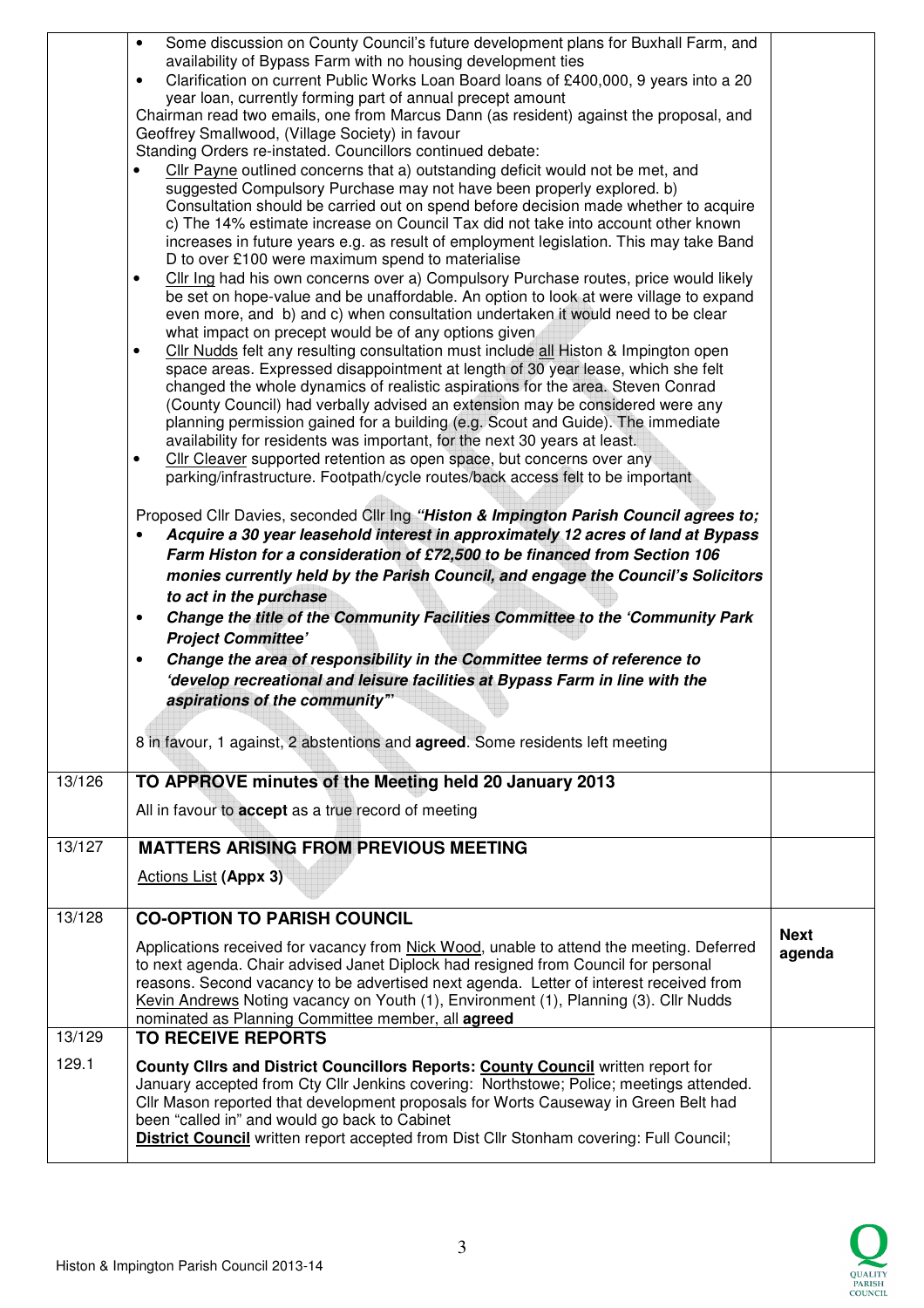| | | |
|---|---|---|
| | • Some discussion on County Council's future development plans for Buxhall Farm, and availability of Bypass Farm with no housing development ties<br>• Clarification on current Public Works Loan Board loans of £400,000, 9 years into a 20 year loan, currently forming part of annual precept amount<br>Chairman read two emails, one from Marcus Dann (as resident) against the proposal, and Geoffrey Smallwood, (Village Society) in favour<br>Standing Orders re-instated. Councillors continued debate:<br>• Cllr Payne outlined concerns that a) outstanding deficit would not be met, and suggested Compulsory Purchase may not have been properly explored. b) Consultation should be carried out on spend before decision made whether to acquire c) The 14% estimate increase on Council Tax did not take into account other known increases in future years e.g. as result of employment legislation. This may take Band D to over £100 were maximum spend to materialise<br>• Cllr Ing had his own concerns over a) Compulsory Purchase routes, price would likely be set on hope-value and be unaffordable. An option to look at were village to expand even more, and b) and c) when consultation undertaken it would need to be clear what impact on precept would be of any options given<br>• Cllr Nudds felt any resulting consultation must include all Histon & Impington open space areas. Expressed disappointment at length of 30 year lease, which she felt changed the whole dynamics of realistic aspirations for the area. Steven Conrad (County Council) had verbally advised an extension may be considered were any planning permission gained for a building (e.g. Scout and Guide). The immediate availability for residents was important, for the next 30 years at least.<br>• Cllr Cleaver supported retention as open space, but concerns over any parking/infrastructure. Footpath/cycle routes/back access felt to be important<br><br>Proposed Cllr Davies, seconded Cllr Ing ***"Histon & Impington Parish Council agrees to;***<br>• ***Acquire a 30 year leasehold interest in approximately 12 acres of land at Bypass Farm Histon for a consideration of £72,500 to be financed from Section 106 monies currently held by the Parish Council, and engage the Council's Solicitors to act in the purchase***<br>• ***Change the title of the Community Facilities Committee to the 'Community Park Project Committee'***<br>• ***Change the area of responsibility in the Committee terms of reference to 'develop recreational and leisure facilities at Bypass Farm in line with the aspirations of the community"'***<br><br>8 in favour, 1 against, 2 abstentions and **agreed**. Some residents left meeting | |
| 13/126 | **TO APPROVE minutes of the Meeting held 20 January 2013**<br>All in favour to **accept** as a true record of meeting | |
| 13/127 | **MATTERS ARISING FROM PREVIOUS MEETING**<br>Actions List **(Appx 3)** | |
| 13/128 | **CO-OPTION TO PARISH COUNCIL**<br>Applications received for vacancy from Nick Wood, unable to attend the meeting. Deferred to next agenda. Chair advised Janet Diplock had resigned from Council for personal reasons. Second vacancy to be advertised next agenda. Letter of interest received from Kevin Andrews Noting vacancy on Youth (1), Environment (1), Planning (3). Cllr Nudds nominated as Planning Committee member, all **agreed** | **Next agenda** |
| 13/129<br><br>129.1 | **TO RECEIVE REPORTS**<br><br>**County Cllrs and District Councillors Reports: County Council** written report for January accepted from Cty Cllr Jenkins covering: Northstowe; Police; meetings attended. Cllr Mason reported that development proposals for Worts Causeway in Green Belt had been "called in" and would go back to Cabinet<br>**District Council** written report accepted from Dist Cllr Stonham covering: Full Council; | |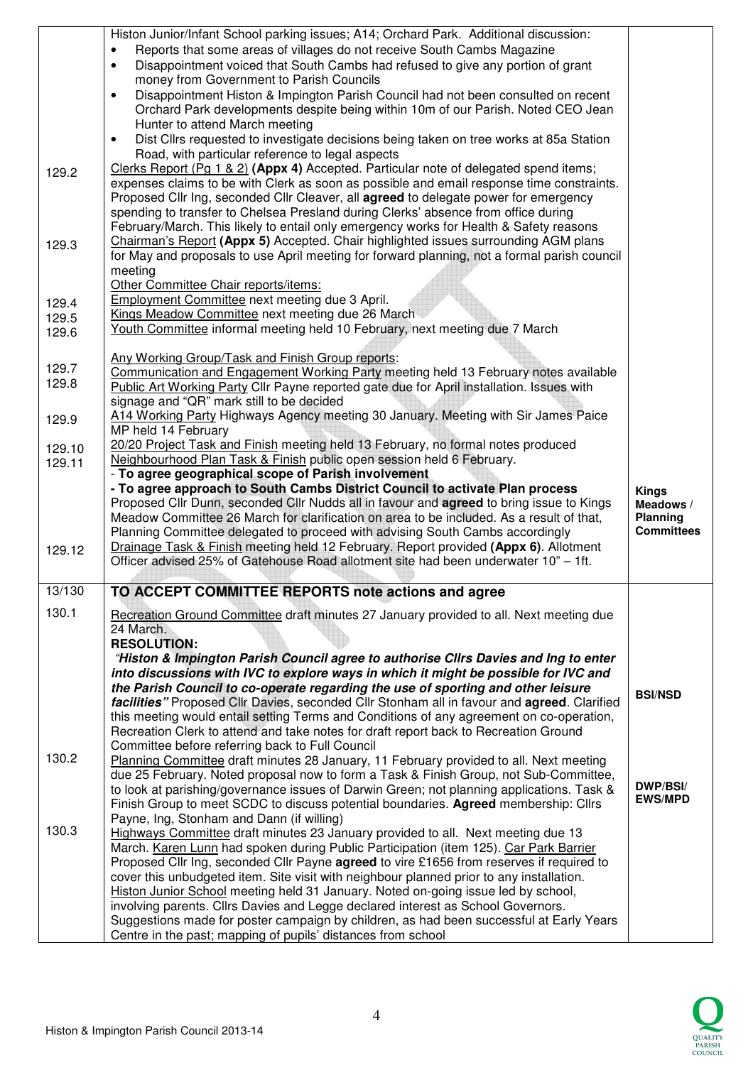| | | |
|---|---|---|
| | Histon Junior/Infant School parking issues; A14; Orchard Park. Additional discussion:<br>• Reports that some areas of villages do not receive South Cambs Magazine<br>• Disappointment voiced that South Cambs had refused to give any portion of grant money from Government to Parish Councils<br>• Disappointment Histon & Impington Parish Council had not been consulted on recent Orchard Park developments despite being within 10m of our Parish. Noted CEO Jean Hunter to attend March meeting<br>• Dist Cllrs requested to investigate decisions being taken on tree works at 85a Station Road, with particular reference to legal aspects | |
| 129.2 | Clerks Report (Pg 1 & 2) **(Appx 4)** Accepted. Particular note of delegated spend items; expenses claims to be with Clerk as soon as possible and email response time constraints. Proposed Cllr Ing, seconded Cllr Cleaver, all **agreed** to delegate power for emergency spending to transfer to Chelsea Presland during Clerks' absence from office during February/March. This likely to entail only emergency works for Health & Safety reasons | |
| 129.3 | Chairman's Report **(Appx 5)** Accepted. Chair highlighted issues surrounding AGM plans for May and proposals to use April meeting for forward planning, not a formal parish council meeting<br>Other Committee Chair reports/items: | |
| 129.4 | Employment Committee next meeting due 3 April. | |
| 129.5 | Kings Meadow Committee next meeting due 26 March | |
| 129.6 | Youth Committee informal meeting held 10 February, next meeting due 7 March<br><br>Any Working Group/Task and Finish Group reports: | |
| 129.7 | Communication and Engagement Working Party meeting held 13 February notes available | |
| 129.8 | Public Art Working Party Cllr Payne reported gate due for April installation. Issues with signage and "QR" mark still to be decided | |
| 129.9 | A14 Working Party Highways Agency meeting 30 January. Meeting with Sir James Paice MP held 14 February | |
| 129.10 | 20/20 Project Task and Finish meeting held 13 February, no formal notes produced | |
| 129.11 | Neighbourhood Plan Task & Finish public open session held 6 February.<br>**- To agree geographical scope of Parish involvement**<br>**- To agree approach to South Cambs District Council to activate Plan process**<br>Proposed Cllr Dunn, seconded Cllr Nudds all in favour and **agreed** to bring issue to Kings Meadow Committee 26 March for clarification on area to be included. As a result of that, Planning Committee delegated to proceed with advising South Cambs accordingly | **Kings Meadows / Planning Committees** |
| 129.12 | Drainage Task & Finish meeting held 12 February. Report provided **(Appx 6)**. Allotment Officer advised 25% of Gatehouse Road allotment site had been underwater 10" – 1ft. | |
| 13/130 | **TO ACCEPT COMMITTEE REPORTS note actions and agree** | |
| 130.1 | Recreation Ground Committee draft minutes 27 January provided to all. Next meeting due 24 March.<br>**RESOLUTION:**<br>***"Histon & Impington Parish Council agree to authorise Cllrs Davies and Ing to enter into discussions with IVC to explore ways in which it might be possible for IVC and the Parish Council to co-operate regarding the use of sporting and other leisure facilities"*** Proposed Cllr Davies, seconded Cllr Stonham all in favour and **agreed**. Clarified this meeting would entail setting Terms and Conditions of any agreement on co-operation, Recreation Clerk to attend and take notes for draft report back to Recreation Ground Committee before referring back to Full Council | **BSI/NSD** |
| 130.2 | Planning Committee draft minutes 28 January, 11 February provided to all. Next meeting due 25 February. Noted proposal now to form a Task & Finish Group, not Sub-Committee, to look at parishing/governance issues of Darwin Green; not planning applications. Task & Finish Group to meet SCDC to discuss potential boundaries. **Agreed** membership: Cllrs Payne, Ing, Stonham and Dann (if willing) | **DWP/BSI/ EWS/MPD** |
| 130.3 | Highways Committee draft minutes 23 January provided to all. Next meeting due 13 March. Karen Lunn had spoken during Public Participation (item 125). Car Park Barrier Proposed Cllr Ing, seconded Cllr Payne **agreed** to vire £1656 from reserves if required to cover this unbudgeted item. Site visit with neighbour planned prior to any installation.<br>Histon Junior School meeting held 31 January. Noted on-going issue led by school, involving parents. Cllrs Davies and Legge declared interest as School Governors. Suggestions made for poster campaign by children, as had been successful at Early Years Centre in the past; mapping of pupils' distances from school | |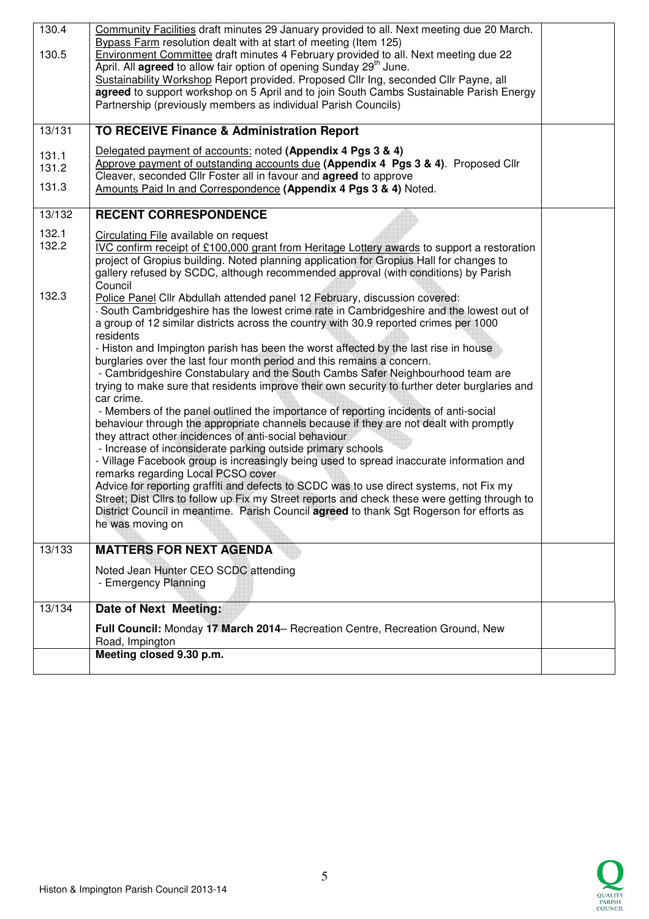| | | |
|---|---|---|
| 130.4<br><br>130.5 | Community Facilities draft minutes 29 January provided to all. Next meeting due 20 March.<br>Bypass Farm resolution dealt with at start of meeting (Item 125)<br>Environment Committee draft minutes 4 February provided to all. Next meeting due 22 April. All **agreed** to allow fair option of opening Sunday 29th June.<br>Sustainability Workshop Report provided. Proposed Cllr Ing, seconded Cllr Payne, all **agreed** to support workshop on 5 April and to join South Cambs Sustainable Parish Energy Partnership (previously members as individual Parish Councils) | |
| 13/131<br><br>131.1<br>131.2<br><br>131.3 | **TO RECEIVE Finance & Administration Report**<br><br>Delegated payment of accounts: noted **(Appendix 4 Pgs 3 & 4)**<br>Approve payment of outstanding accounts due **(Appendix 4 Pgs 3 & 4)**. Proposed Cllr Cleaver, seconded Cllr Foster all in favour and **agreed** to approve<br>Amounts Paid In and Correspondence **(Appendix 4 Pgs 3 & 4)** Noted. | |
| 13/132<br><br>132.1<br>132.2<br><br><br><br>132.3 | **RECENT CORRESPONDENCE**<br><br>Circulating File available on request<br>IVC confirm receipt of £100,000 grant from Heritage Lottery awards to support a restoration project of Gropius building. Noted planning application for Gropius Hall for changes to gallery refused by SCDC, although recommended approval (with conditions) by Parish Council<br>Police Panel Cllr Abdullah attended panel 12 February, discussion covered:<br>- South Cambridgeshire has the lowest crime rate in Cambridgeshire and the lowest out of a group of 12 similar districts across the country with 30.9 reported crimes per 1000 residents<br>- Histon and Impington parish has been the worst affected by the last rise in house burglaries over the last four month period and this remains a concern.<br>- Cambridgeshire Constabulary and the South Cambs Safer Neighbourhood team are trying to make sure that residents improve their own security to further deter burglaries and car crime.<br>- Members of the panel outlined the importance of reporting incidents of anti-social behaviour through the appropriate channels because if they are not dealt with promptly they attract other incidences of anti-social behaviour<br>- Increase of inconsiderate parking outside primary schools<br>- Village Facebook group is increasingly being used to spread inaccurate information and remarks regarding Local PCSO cover<br>Advice for reporting graffiti and defects to SCDC was to use direct systems, not Fix my Street; Dist Cllrs to follow up Fix my Street reports and check these were getting through to District Council in meantime. Parish Council **agreed** to thank Sgt Rogerson for efforts as he was moving on | |
| 13/133 | **MATTERS FOR NEXT AGENDA**<br><br>Noted Jean Hunter CEO SCDC attending<br>- Emergency Planning | |
| 13/134 | **Date of Next Meeting:**<br><br>**Full Council:** Monday **17 March 2014**– Recreation Centre, Recreation Ground, New Road, Impington | |
| | **Meeting closed 9.30 p.m.** | |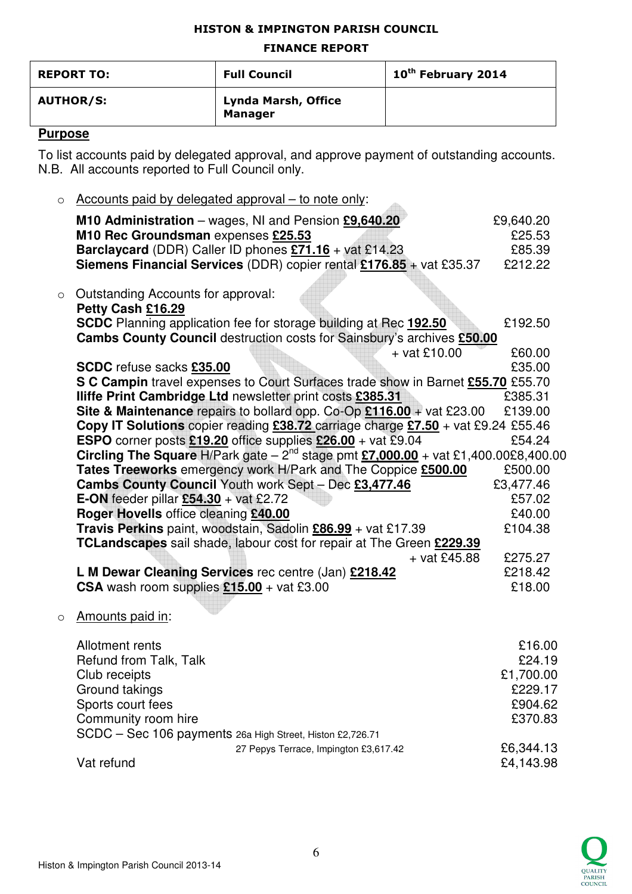**HISTON & IMPINGTON PARISH COUNCIL**

**FINANCE REPORT**

| | | |
|---|---|---|
| **REPORT TO:** | **Full Council** | **10th February 2014** |
| **AUTHOR/S:** | **Lynda Marsh, Office Manager** | |

**Purpose**

To list accounts paid by delegated approval, and approve payment of outstanding accounts.
N.B. All accounts reported to Full Council only.

- Accounts paid by delegated approval – to note only:

| | |
|---|---|
| **M10 Administration** – wages, NI and Pension **£9,640.20** | £9,640.20 |
| **M10 Rec Groundsman** expenses **£25.53** | £25.53 |
| **Barclaycard** (DDR) Caller ID phones **£71.16** + vat £14.23 | £85.39 |
| **Siemens Financial Services** (DDR) copier rental **£176.85** + vat £35.37 | £212.22 |

- Outstanding Accounts for approval:

| | |
|---|---|
| **Petty Cash £16.29** | |
| **SCDC** Planning application fee for storage building at Rec **192.50** | £192.50 |
| **Cambs County Council** destruction costs for Sainsbury's archives **£50.00** + vat £10.00 | £60.00 |
| **SCDC** refuse sacks **£35.00** | £35.00 |
| **S C Campin** travel expenses to Court Surfaces trade show in Barnet **£55.70** | £55.70 |
| **Iliffe Print Cambridge Ltd** newsletter print costs **£385.31** | £385.31 |
| **Site & Maintenance** repairs to bollard opp. Co-Op **£116.00** + vat £23.00 | £139.00 |
| **Copy IT Solutions** copier reading **£38.72** carriage charge **£7.50** + vat £9.24 | £55.46 |
| **ESPO** corner posts **£19.20** office supplies **£26.00** + vat £9.04 | £54.24 |
| **Circling The Square** H/Park gate – 2nd stage pmt **£7,000.00** + vat £1,400.00 | £8,400.00 |
| **Tates Treeworks** emergency work H/Park and The Coppice **£500.00** | £500.00 |
| **Cambs County Council** Youth work Sept – Dec **£3,477.46** | £3,477.46 |
| **E-ON** feeder pillar **£54.30** + vat £2.72 | £57.02 |
| **Roger Hovells** office cleaning **£40.00** | £40.00 |
| **Travis Perkins** paint, woodstain, Sadolin **£86.99** + vat £17.39 | £104.38 |
| **TCLandscapes** sail shade, labour cost for repair at The Green **£229.39** + vat £45.88 | £275.27 |
| **L M Dewar Cleaning Services** rec centre (Jan) **£218.42** | £218.42 |
| **CSA** wash room supplies **£15.00** + vat £3.00 | £18.00 |

- Amounts paid in:

| | |
|---|---|
| Allotment rents | £16.00 |
| Refund from Talk, Talk | £24.19 |
| Club receipts | £1,700.00 |
| Ground takings | £229.17 |
| Sports court fees | £904.62 |
| Community room hire | £370.83 |
| SCDC – Sec 106 payments 26a High Street, Histon £2,726.71; 27 Pepys Terrace, Impington £3,617.42 | £6,344.13 |
| Vat refund | £4,143.98 |